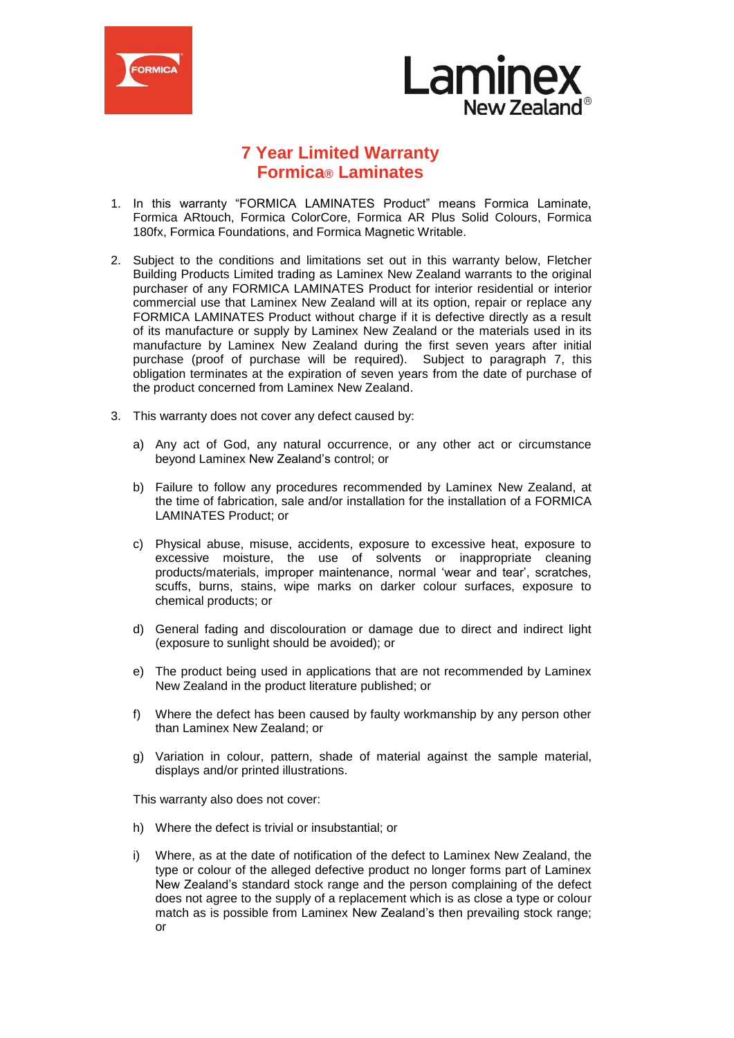# 7 Year Limited Warranty
# Formica® Laminates

1. In this warranty "FORMICA LAMINATES Product" means Formica Laminate, Formica ARtouch, Formica ColorCore, Formica AR Plus Solid Colours, Formica 180fx, Formica Foundations, and Formica Magnetic Writable.

2. Subject to the conditions and limitations set out in this warranty below, Fletcher Building Products Limited trading as Laminex New Zealand warrants to the original purchaser of any FORMICA LAMINATES Product for interior residential or interior commercial use that Laminex New Zealand will at its option, repair or replace any FORMICA LAMINATES Product without charge if it is defective directly as a result of its manufacture or supply by Laminex New Zealand or the materials used in its manufacture by Laminex New Zealand during the first seven years after initial purchase (proof of purchase will be required). Subject to paragraph 7, this obligation terminates at the expiration of seven years from the date of purchase of the product concerned from Laminex New Zealand.

3. This warranty does not cover any defect caused by:

   a) Any act of God, any natural occurrence, or any other act or circumstance beyond Laminex New Zealand's control; or

   b) Failure to follow any procedures recommended by Laminex New Zealand, at the time of fabrication, sale and/or installation for the installation of a FORMICA LAMINATES Product; or

   c) Physical abuse, misuse, accidents, exposure to excessive heat, exposure to excessive moisture, the use of solvents or inappropriate cleaning products/materials, improper maintenance, normal 'wear and tear', scratches, scuffs, burns, stains, wipe marks on darker colour surfaces, exposure to chemical products; or

   d) General fading and discolouration or damage due to direct and indirect light (exposure to sunlight should be avoided); or

   e) The product being used in applications that are not recommended by Laminex New Zealand in the product literature published; or

   f) Where the defect has been caused by faulty workmanship by any person other than Laminex New Zealand; or

   g) Variation in colour, pattern, shade of material against the sample material, displays and/or printed illustrations.

   This warranty also does not cover:

   h) Where the defect is trivial or insubstantial; or

   i) Where, as at the date of notification of the defect to Laminex New Zealand, the type or colour of the alleged defective product no longer forms part of Laminex New Zealand's standard stock range and the person complaining of the defect does not agree to the supply of a replacement which is as close a type or colour match as is possible from Laminex New Zealand's then prevailing stock range; or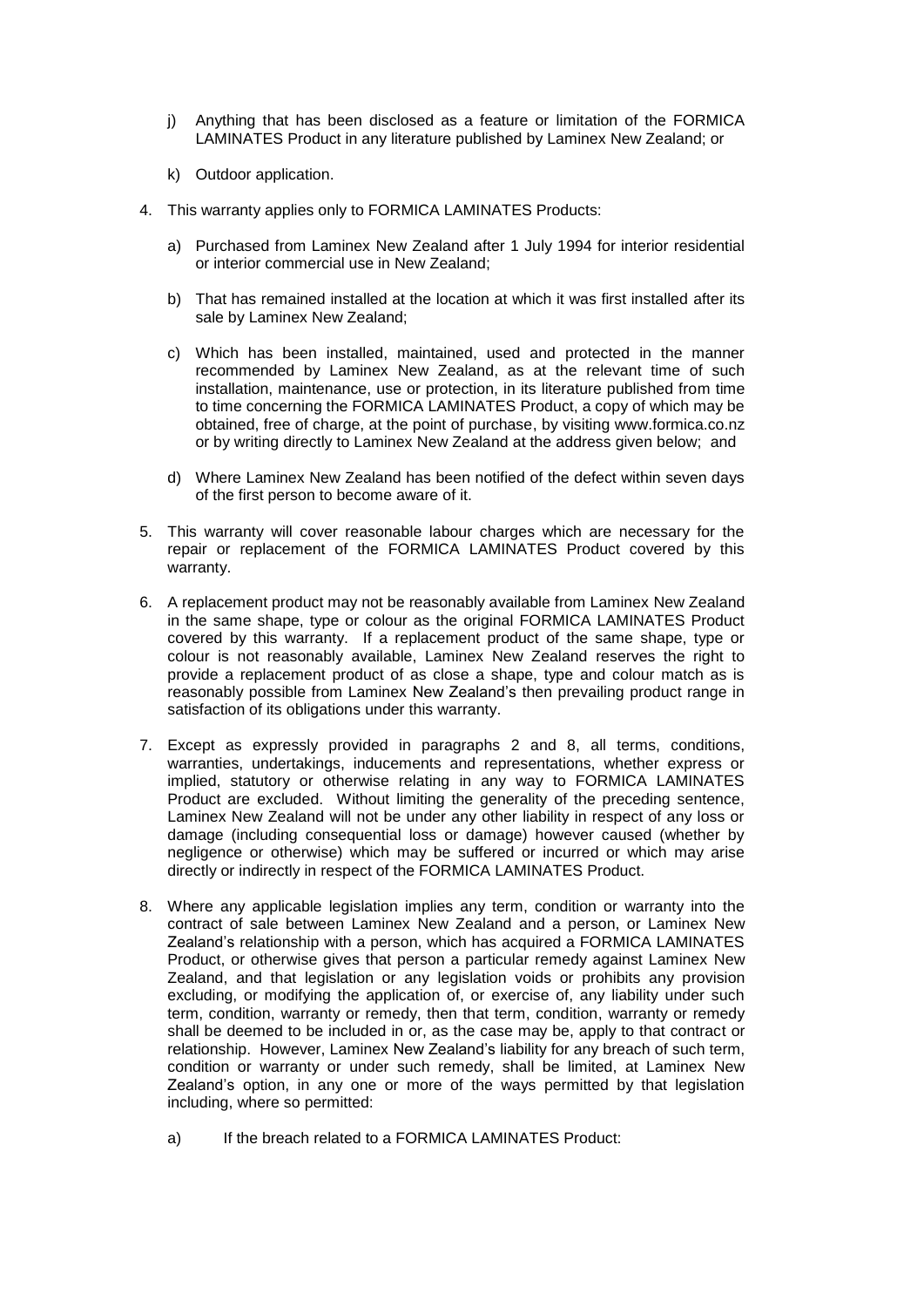j) Anything that has been disclosed as a feature or limitation of the FORMICA LAMINATES Product in any literature published by Laminex New Zealand; or

k) Outdoor application.

4. This warranty applies only to FORMICA LAMINATES Products:

   a) Purchased from Laminex New Zealand after 1 July 1994 for interior residential or interior commercial use in New Zealand;

   b) That has remained installed at the location at which it was first installed after its sale by Laminex New Zealand;

   c) Which has been installed, maintained, used and protected in the manner recommended by Laminex New Zealand, as at the relevant time of such installation, maintenance, use or protection, in its literature published from time to time concerning the FORMICA LAMINATES Product, a copy of which may be obtained, free of charge, at the point of purchase, by visiting www.formica.co.nz or by writing directly to Laminex New Zealand at the address given below; and

   d) Where Laminex New Zealand has been notified of the defect within seven days of the first person to become aware of it.

5. This warranty will cover reasonable labour charges which are necessary for the repair or replacement of the FORMICA LAMINATES Product covered by this warranty.

6. A replacement product may not be reasonably available from Laminex New Zealand in the same shape, type or colour as the original FORMICA LAMINATES Product covered by this warranty. If a replacement product of the same shape, type or colour is not reasonably available, Laminex New Zealand reserves the right to provide a replacement product of as close a shape, type and colour match as is reasonably possible from Laminex New Zealand's then prevailing product range in satisfaction of its obligations under this warranty.

7. Except as expressly provided in paragraphs 2 and 8, all terms, conditions, warranties, undertakings, inducements and representations, whether express or implied, statutory or otherwise relating in any way to FORMICA LAMINATES Product are excluded. Without limiting the generality of the preceding sentence, Laminex New Zealand will not be under any other liability in respect of any loss or damage (including consequential loss or damage) however caused (whether by negligence or otherwise) which may be suffered or incurred or which may arise directly or indirectly in respect of the FORMICA LAMINATES Product.

8. Where any applicable legislation implies any term, condition or warranty into the contract of sale between Laminex New Zealand and a person, or Laminex New Zealand's relationship with a person, which has acquired a FORMICA LAMINATES Product, or otherwise gives that person a particular remedy against Laminex New Zealand, and that legislation or any legislation voids or prohibits any provision excluding, or modifying the application of, or exercise of, any liability under such term, condition, warranty or remedy, then that term, condition, warranty or remedy shall be deemed to be included in or, as the case may be, apply to that contract or relationship. However, Laminex New Zealand's liability for any breach of such term, condition or warranty or under such remedy, shall be limited, at Laminex New Zealand's option, in any one or more of the ways permitted by that legislation including, where so permitted:

   a) If the breach related to a FORMICA LAMINATES Product: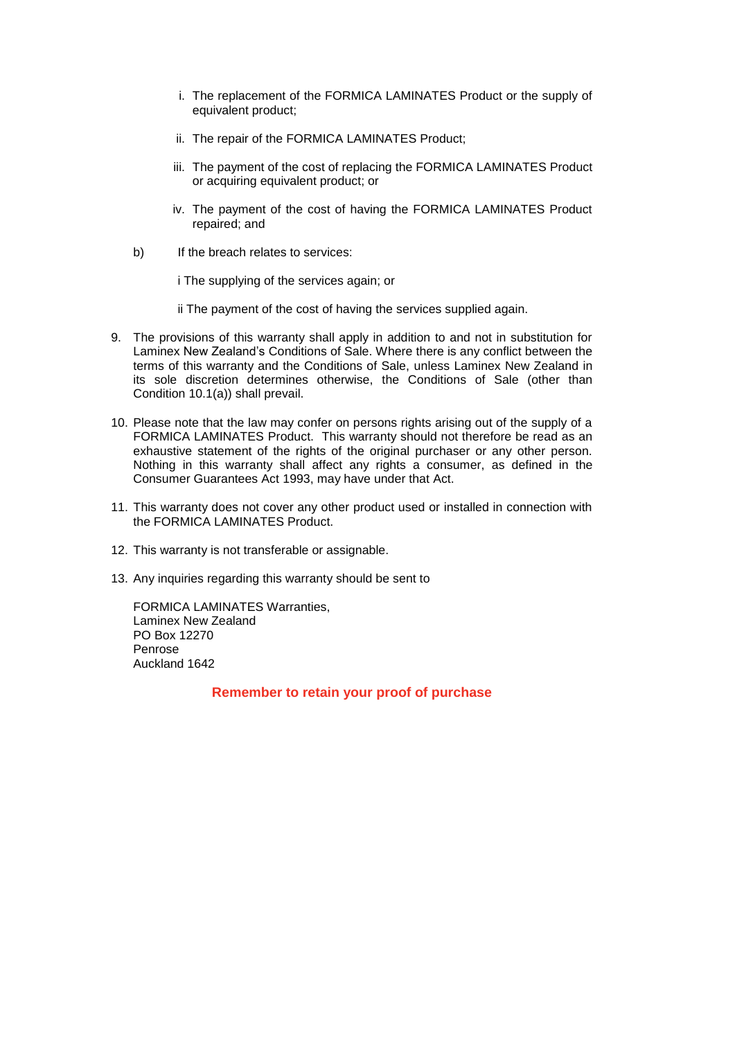i. The replacement of the FORMICA LAMINATES Product or the supply of equivalent product;

ii. The repair of the FORMICA LAMINATES Product;

iii. The payment of the cost of replacing the FORMICA LAMINATES Product or acquiring equivalent product; or

iv. The payment of the cost of having the FORMICA LAMINATES Product repaired; and

b) If the breach relates to services:

i The supplying of the services again; or

ii The payment of the cost of having the services supplied again.

9. The provisions of this warranty shall apply in addition to and not in substitution for Laminex New Zealand's Conditions of Sale. Where there is any conflict between the terms of this warranty and the Conditions of Sale, unless Laminex New Zealand in its sole discretion determines otherwise, the Conditions of Sale (other than Condition 10.1(a)) shall prevail.

10. Please note that the law may confer on persons rights arising out of the supply of a FORMICA LAMINATES Product. This warranty should not therefore be read as an exhaustive statement of the rights of the original purchaser or any other person. Nothing in this warranty shall affect any rights a consumer, as defined in the Consumer Guarantees Act 1993, may have under that Act.

11. This warranty does not cover any other product used or installed in connection with the FORMICA LAMINATES Product.

12. This warranty is not transferable or assignable.

13. Any inquiries regarding this warranty should be sent to

FORMICA LAMINATES Warranties,
Laminex New Zealand
PO Box 12270
Penrose
Auckland 1642

**Remember to retain your proof of purchase**